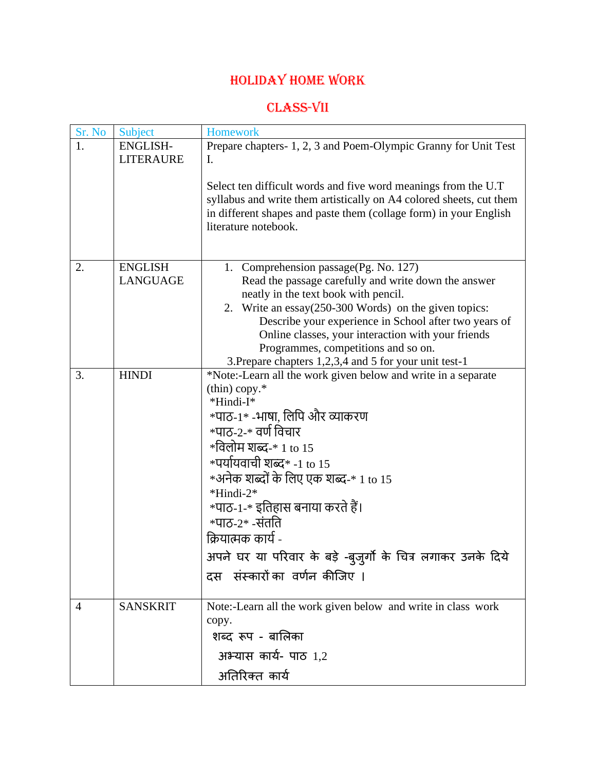# HOLIDAY HOME WORK

## CLASS-VII

| Sr. No | Subject | Homework |
|---|---|---|
| 1. | ENGLISH-LITERAURE | Prepare chapters- 1, 2, 3 and Poem-Olympic Granny for Unit Test I.<br><br>Select ten difficult words and five word meanings from the U.T syllabus and write them artistically on A4 colored sheets, cut them in different shapes and paste them (collage form) in your English literature notebook. |
| 2. | ENGLISH LANGUAGE | 1. Comprehension passage(Pg. No. 127) Read the passage carefully and write down the answer neatly in the text book with pencil.<br>2. Write an essay(250-300 Words) on the given topics: Describe your experience in School after two years of Online classes, your interaction with your friends Programmes, competitions and so on.<br>3.Prepare chapters 1,2,3,4 and 5 for your unit test-1 |
| 3. | HINDI | *Note:-Learn all the work given below and write in a separate (thin) copy.*<br>*Hindi-I*<br>*पाठ-1* -भाषा, लिपि और व्याकरण<br>*पाठ-2-* वर्ण विचार<br>*विलोम शब्द-* 1 to 15<br>*पर्यायवाची शब्द* -1 to 15<br>*अनेक शब्दों के लिए एक शब्द-* 1 to 15<br>*Hindi-2*<br>*पाठ-1-* इतिहास बनाया करते हैं।<br>*पाठ-2* -संतति<br>क्रियात्मक कार्य -<br>अपने घर या परिवार के बड़े -बुजुर्गों के चित्र लगाकर उनके दिये दस संस्कारों का वर्णन कीजिए । |
| 4 | SANSKRIT | Note:-Learn all the work given below and write in class work copy.<br>शब्द रूप - बालिका<br>अभ्यास कार्य- पाठ 1,2<br>अतिरिक्त कार्य |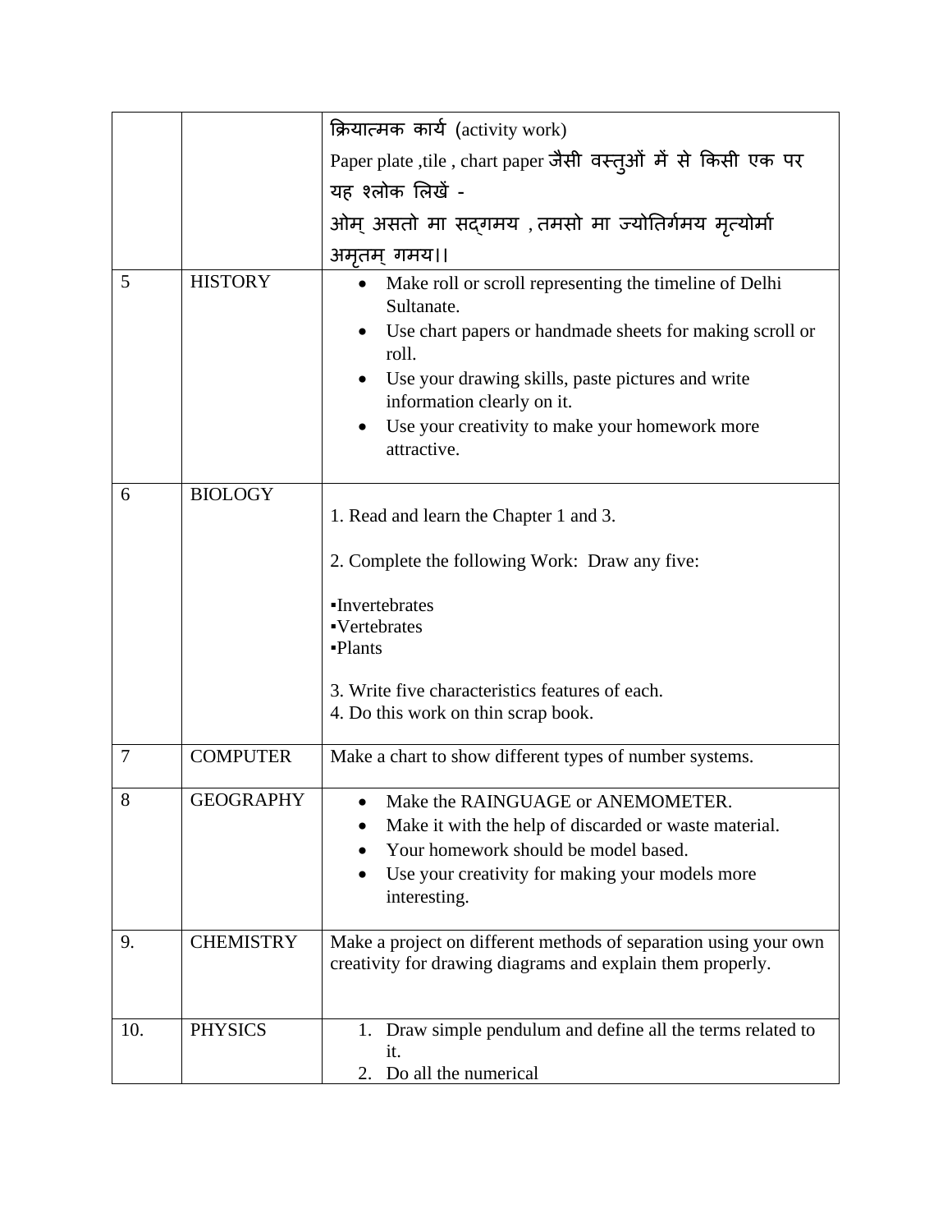| | | |
|---|---|---|
| | | क्रियात्मक कार्य (activity work)<br>Paper plate ,tile , chart paper जैसी वस्तुओं में से किसी एक पर यह श्लोक लिखें -<br>ओम् असतो मा सद्गमय , तमसो मा ज्योतिर्गमय मृत्योर्मा अमृतम् गमय।। |
| 5 | HISTORY | • Make roll or scroll representing the timeline of Delhi Sultanate.<br>• Use chart papers or handmade sheets for making scroll or roll.<br>• Use your drawing skills, paste pictures and write information clearly on it.<br>• Use your creativity to make your homework more attractive. |
| 6 | BIOLOGY | 1. Read and learn the Chapter 1 and 3.<br><br>2. Complete the following Work: Draw any five:<br><br>▪Invertebrates<br>▪Vertebrates<br>▪Plants<br><br>3. Write five characteristics features of each.<br>4. Do this work on thin scrap book. |
| 7 | COMPUTER | Make a chart to show different types of number systems. |
| 8 | GEOGRAPHY | • Make the RAINGUAGE or ANEMOMETER.<br>• Make it with the help of discarded or waste material.<br>• Your homework should be model based.<br>• Use your creativity for making your models more interesting. |
| 9. | CHEMISTRY | Make a project on different methods of separation using your own creativity for drawing diagrams and explain them properly. |
| 10. | PHYSICS | 1. Draw simple pendulum and define all the terms related to it.<br>2. Do all the numerical |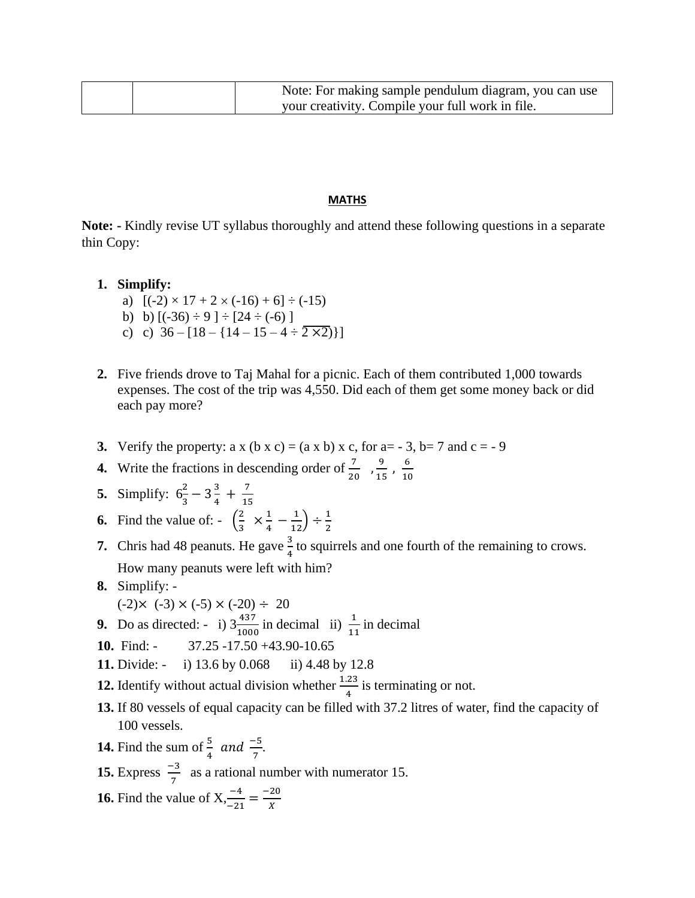|  |  | Note: For making sample pendulum diagram, you can use your creativity. Compile your full work in file. |
|---|---|---|

## MATHS

**Note: -** Kindly revise UT syllabus thoroughly and attend these following questions in a separate thin Copy:

1. **Simplify:**
   a) [(-2) × 17 + 2 × (-16) + 6] ÷ (-15)
   b) b) [(-36) ÷ 9 ] ÷ [24 ÷ (-6) ]
   c) c) 36 – [18 – {14 – 15 – 4 ÷ $\overline{2 \times 2}$)}]

2. Five friends drove to Taj Mahal for a picnic. Each of them contributed 1,000 towards expenses. The cost of the trip was 4,550. Did each of them get some money back or did each pay more?

3. Verify the property: a x (b x c) = (a x b) x c, for a= - 3, b= 7 and c = - 9
4. Write the fractions in descending order of $\frac{7}{20}$ , $\frac{9}{15}$ , $\frac{6}{10}$
5. Simplify: $6\frac{2}{3} - 3\frac{3}{4} + \frac{7}{15}$
6. Find the value of: - $\left(\frac{2}{3} \times \frac{1}{4} - \frac{1}{12}\right) \div \frac{1}{2}$
7. Chris had 48 peanuts. He gave $\frac{3}{4}$ to squirrels and one fourth of the remaining to crows. How many peanuts were left with him?
8. Simplify: -
   (-2)× (-3) × (-5) × (-20) ÷ 20
9. Do as directed: - i) $3\frac{437}{1000}$ in decimal ii) $\frac{1}{11}$ in decimal
10. Find: - 37.25 -17.50 +43.90-10.65
11. Divide: - i) 13.6 by 0.068 ii) 4.48 by 12.8
12. Identify without actual division whether $\frac{1.23}{4}$ is terminating or not.
13. If 80 vessels of equal capacity can be filled with 37.2 litres of water, find the capacity of 100 vessels.
14. Find the sum of $\frac{5}{4}$ *and* $\frac{-5}{7}$.
15. Express $\frac{-3}{7}$ as a rational number with numerator 15.
16. Find the value of X, $\frac{-4}{-21} = \frac{-20}{x}$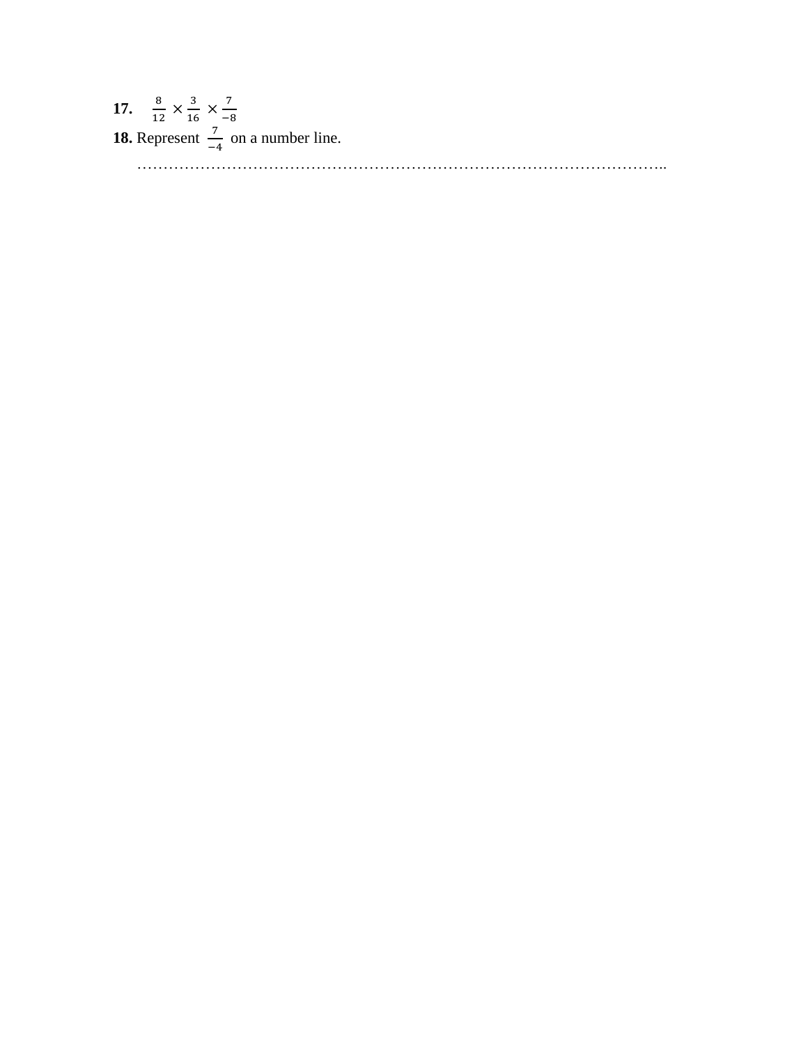**17.** $\frac{8}{12} \times \frac{3}{16} \times \frac{7}{-8}$

**18.** Represent $\frac{7}{-4}$ on a number line.

……………………………………………………………………………………………..